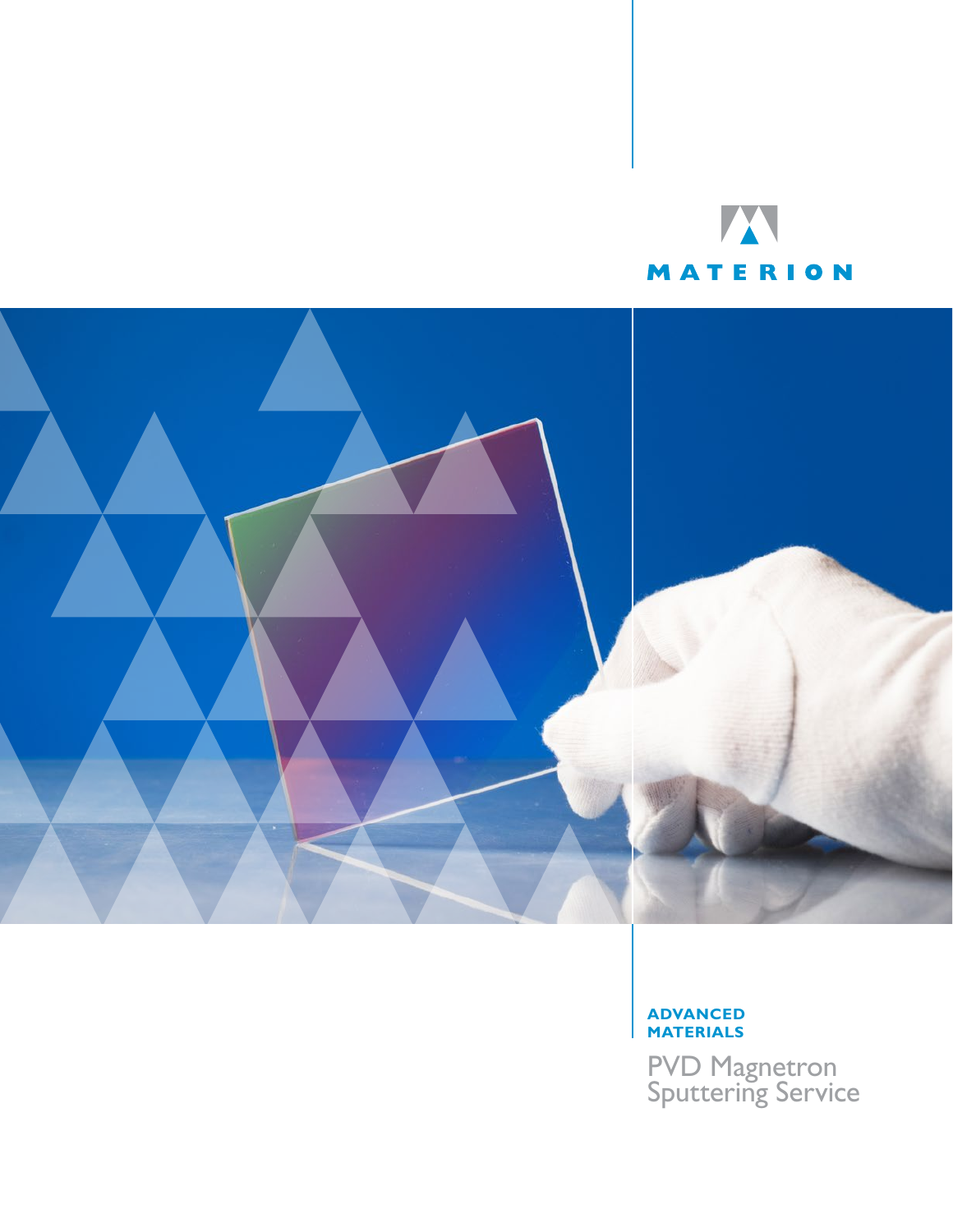MATERION

**ADVANCED MATERIALS**

# PVD Magnetron Sputtering Service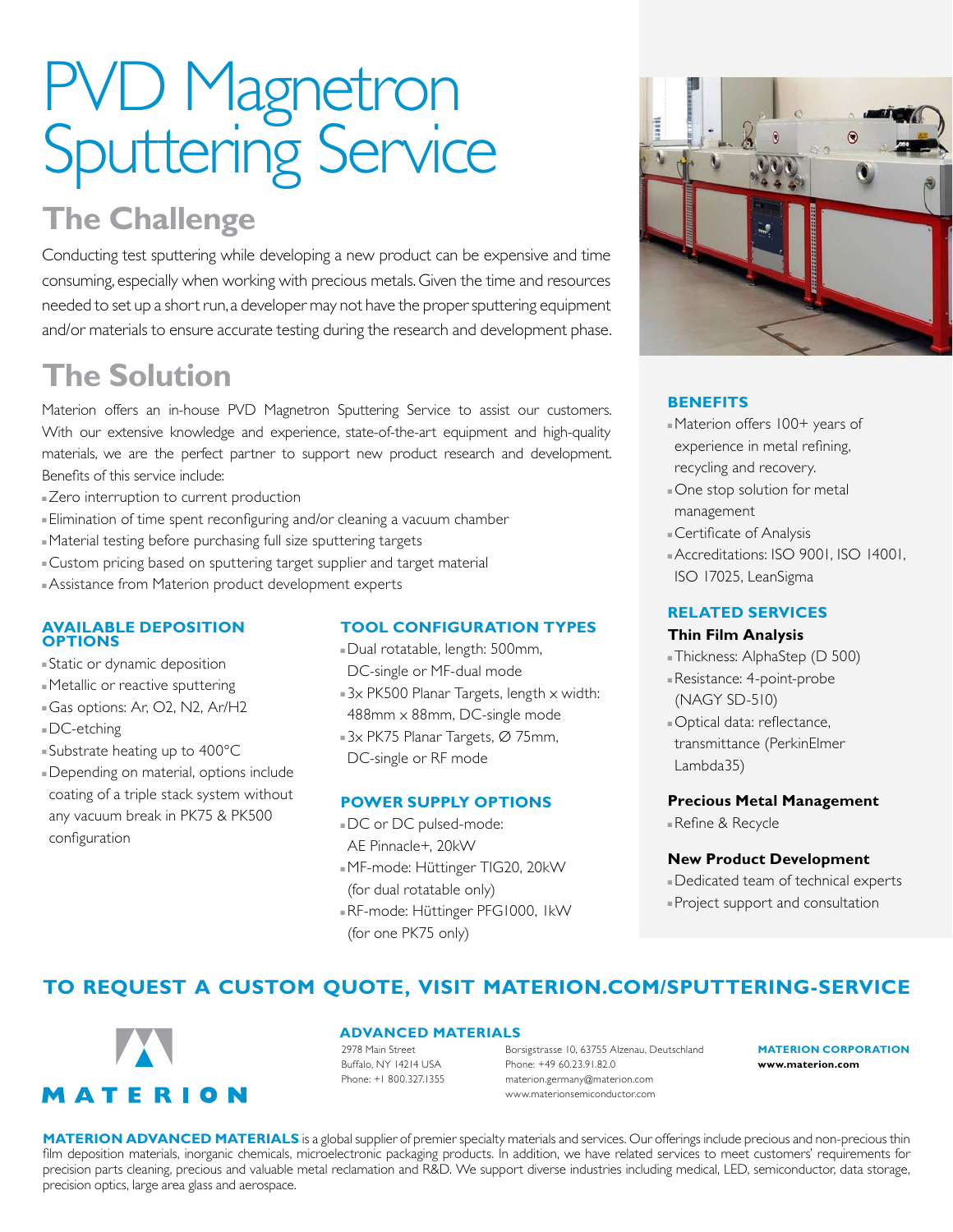# PVD Magnetron Sputtering Service

## The Challenge

Conducting test sputtering while developing a new product can be expensive and time consuming, especially when working with precious metals. Given the time and resources needed to set up a short run, a developer may not have the proper sputtering equipment and/or materials to ensure accurate testing during the research and development phase.

## The Solution

Materion offers an in-house PVD Magnetron Sputtering Service to assist our customers. With our extensive knowledge and experience, state-of-the-art equipment and high-quality materials, we are the perfect partner to support new product research and development. Benefits of this service include:

- Zero interruption to current production
- Elimination of time spent reconfiguring and/or cleaning a vacuum chamber
- Material testing before purchasing full size sputtering targets
- Custom pricing based on sputtering target supplier and target material
- Assistance from Materion product development experts

### AVAILABLE DEPOSITION OPTIONS

- Static or dynamic deposition
- Metallic or reactive sputtering
- Gas options: Ar, O2, N2, Ar/H2
- DC-etching
- Substrate heating up to 400°C
- Depending on material, options include coating of a triple stack system without any vacuum break in PK75 & PK500 configuration

### TOOL CONFIGURATION TYPES

- Dual rotatable, length: 500mm, DC-single or MF-dual mode
- 3x PK500 Planar Targets, length x width: 488mm x 88mm, DC-single mode
- 3x PK75 Planar Targets, Ø 75mm, DC-single or RF mode

### POWER SUPPLY OPTIONS

- DC or DC pulsed-mode: AE Pinnacle+, 20kW
- MF-mode: Hüttinger TIG20, 20kW (for dual rotatable only)
- RF-mode: Hüttinger PFG1000, 1kW (for one PK75 only)

### BENEFITS

- Materion offers 100+ years of experience in metal refining, recycling and recovery.
- One stop solution for metal management
- Certificate of Analysis
- Accreditations: ISO 9001, ISO 14001, ISO 17025, LeanSigma

### RELATED SERVICES

**Thin Film Analysis**

- Thickness: AlphaStep (D 500)
- Resistance: 4-point-probe (NAGY SD-510)
- Optical data: reflectance, transmittance (PerkinElmer Lambda35)

**Precious Metal Management**

- Refine & Recycle

**New Product Development**

- Dedicated team of technical experts
- Project support and consultation

## TO REQUEST A CUSTOM QUOTE, VISIT MATERION.COM/SPUTTERING-SERVICE

MATERION

**ADVANCED MATERIALS**

2978 Main Street
Buffalo, NY 14214 USA
Phone: +1 800.327.1355

Borsigstrasse 10, 63755 Alzenau, Deutschland
Phone: +49 60.23.91.82.0
materion.germany@materion.com
www.materionsemiconductor.com

**MATERION CORPORATION**
**www.materion.com**

**MATERION ADVANCED MATERIALS** is a global supplier of premier specialty materials and services. Our offerings include precious and non-precious thin film deposition materials, inorganic chemicals, microelectronic packaging products. In addition, we have related services to meet customers' requirements for precision parts cleaning, precious and valuable metal reclamation and R&D. We support diverse industries including medical, LED, semiconductor, data storage, precision optics, large area glass and aerospace.